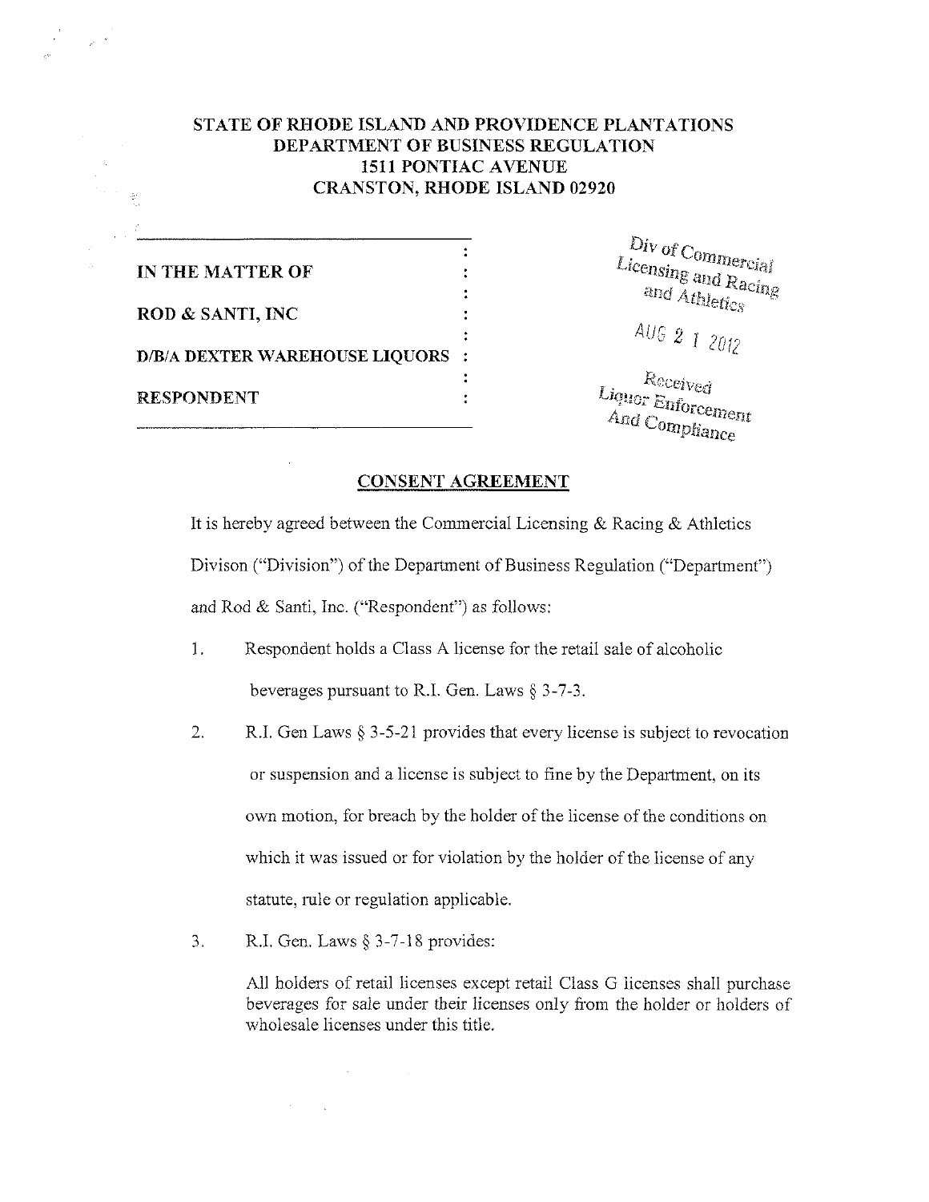**STATE OF RHODE ISLAND AND PROVIDENCE PLANTATIONS**
**DEPARTMENT OF BUSINESS REGULATION**
**1511 PONTIAC AVENUE**
**CRANSTON, RHODE ISLAND 02920**

**IN THE MATTER OF**

**ROD & SANTI, INC**

**D/B/A DEXTER WAREHOUSE LIQUORS**

**RESPONDENT**

Div of Commercial Licensing and Racing and Athletics

AUG 21 2012

Received Liquor Enforcement And Compliance

## CONSENT AGREEMENT

It is hereby agreed between the Commercial Licensing & Racing & Athletics Divison ("Division") of the Department of Business Regulation ("Department") and Rod & Santi, Inc. ("Respondent") as follows:

1. Respondent holds a Class A license for the retail sale of alcoholic beverages pursuant to R.I. Gen. Laws § 3-7-3.

2. R.I. Gen Laws § 3-5-21 provides that every license is subject to revocation or suspension and a license is subject to fine by the Department, on its own motion, for breach by the holder of the license of the conditions on which it was issued or for violation by the holder of the license of any statute, rule or regulation applicable.

3. R.I. Gen. Laws § 3-7-18 provides:

   All holders of retail licenses except retail Class G licenses shall purchase beverages for sale under their licenses only from the holder or holders of wholesale licenses under this title.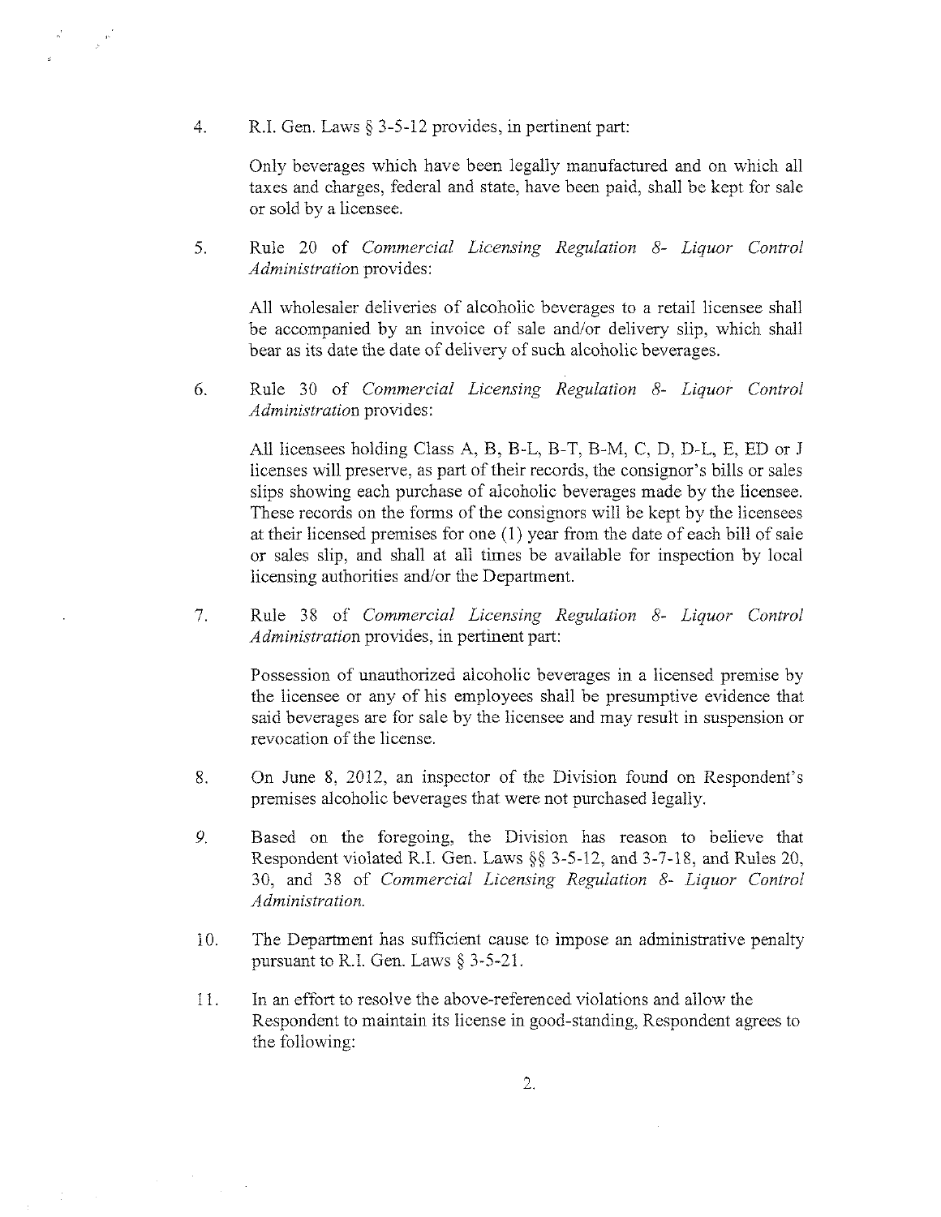4. R.I. Gen. Laws § 3-5-12 provides, in pertinent part:

   Only beverages which have been legally manufactured and on which all taxes and charges, federal and state, have been paid, shall be kept for sale or sold by a licensee.

5. Rule 20 of *Commercial Licensing Regulation 8- Liquor Control Administration* provides:

   All wholesaler deliveries of alcoholic beverages to a retail licensee shall be accompanied by an invoice of sale and/or delivery slip, which shall bear as its date the date of delivery of such alcoholic beverages.

6. Rule 30 of *Commercial Licensing Regulation 8- Liquor Control Administration* provides:

   All licensees holding Class A, B, B-L, B-T, B-M, C, D, D-L, E, ED or J licenses will preserve, as part of their records, the consignor's bills or sales slips showing each purchase of alcoholic beverages made by the licensee. These records on the forms of the consignors will be kept by the licensees at their licensed premises for one (1) year from the date of each bill of sale or sales slip, and shall at all times be available for inspection by local licensing authorities and/or the Department.

7. Rule 38 of *Commercial Licensing Regulation 8- Liquor Control Administration* provides, in pertinent part:

   Possession of unauthorized alcoholic beverages in a licensed premise by the licensee or any of his employees shall be presumptive evidence that said beverages are for sale by the licensee and may result in suspension or revocation of the license.

8. On June 8, 2012, an inspector of the Division found on Respondent's premises alcoholic beverages that were not purchased legally.

9. Based on the foregoing, the Division has reason to believe that Respondent violated R.I. Gen. Laws §§ 3-5-12, and 3-7-18, and Rules 20, 30, and 38 of *Commercial Licensing Regulation 8- Liquor Control Administration.*

10. The Department has sufficient cause to impose an administrative penalty pursuant to R.I. Gen. Laws § 3-5-21.

11. In an effort to resolve the above-referenced violations and allow the Respondent to maintain its license in good-standing, Respondent agrees to the following: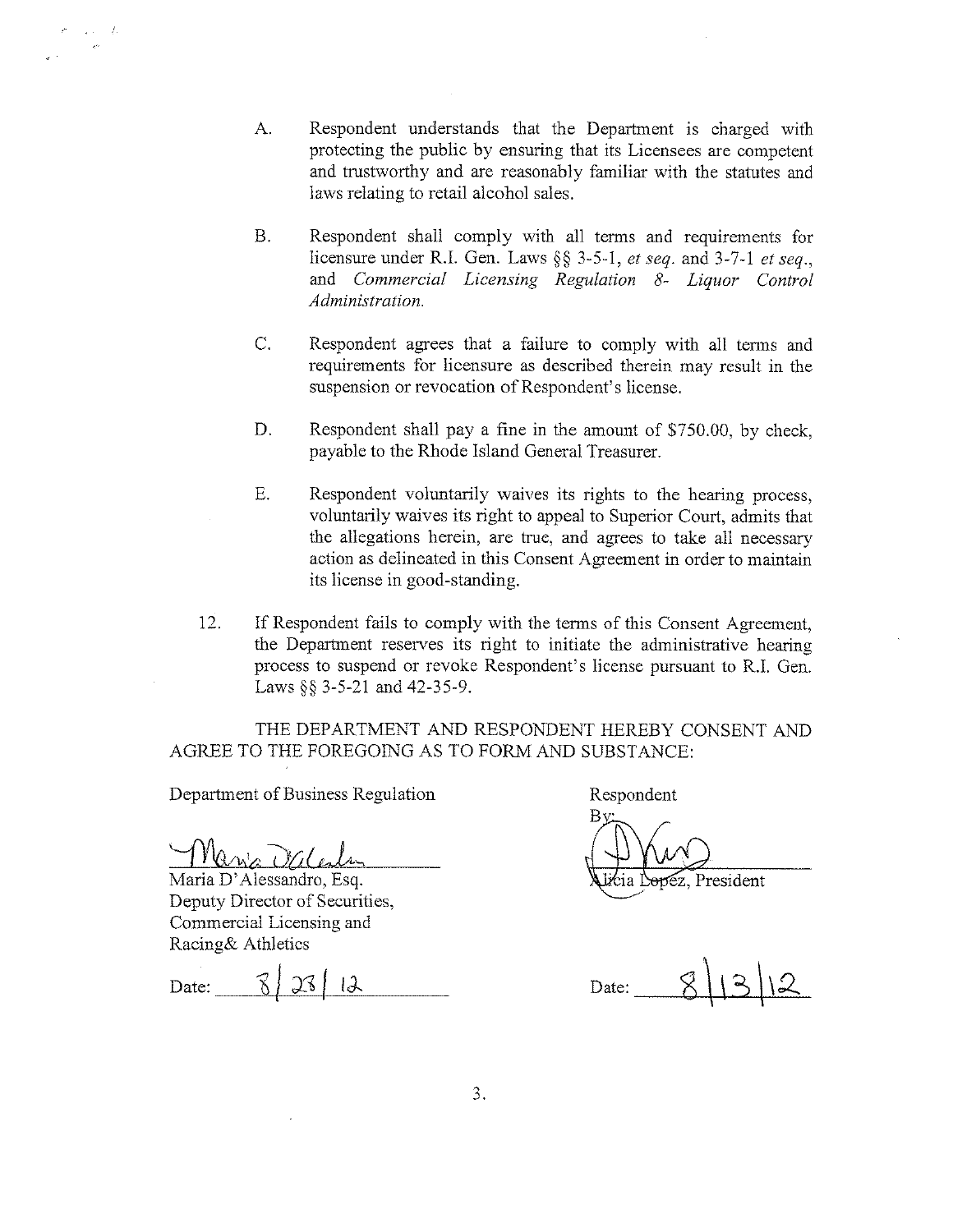A. Respondent understands that the Department is charged with protecting the public by ensuring that its Licensees are competent and trustworthy and are reasonably familiar with the statutes and laws relating to retail alcohol sales.

B. Respondent shall comply with all terms and requirements for licensure under R.I. Gen. Laws §§ 3-5-1, *et seq.* and 3-7-1 *et seq.*, and *Commercial Licensing Regulation 8- Liquor Control Administration.*

C. Respondent agrees that a failure to comply with all terms and requirements for licensure as described therein may result in the suspension or revocation of Respondent's license.

D. Respondent shall pay a fine in the amount of $750.00, by check, payable to the Rhode Island General Treasurer.

E. Respondent voluntarily waives its rights to the hearing process, voluntarily waives its right to appeal to Superior Court, admits that the allegations herein, are true, and agrees to take all necessary action as delineated in this Consent Agreement in order to maintain its license in good-standing.

12. If Respondent fails to comply with the terms of this Consent Agreement, the Department reserves its right to initiate the administrative hearing process to suspend or revoke Respondent's license pursuant to R.I. Gen. Laws §§ 3-5-21 and 42-35-9.

THE DEPARTMENT AND RESPONDENT HEREBY CONSENT AND AGREE TO THE FOREGOING AS TO FORM AND SUBSTANCE:

Department of Business Regulation

Maria D'Alessandro, Esq.
Deputy Director of Securities,
Commercial Licensing and
Racing& Athletics

Date: 8/23/12

Respondent

By:

Alicia Lopez, President

Date: 8/13/12